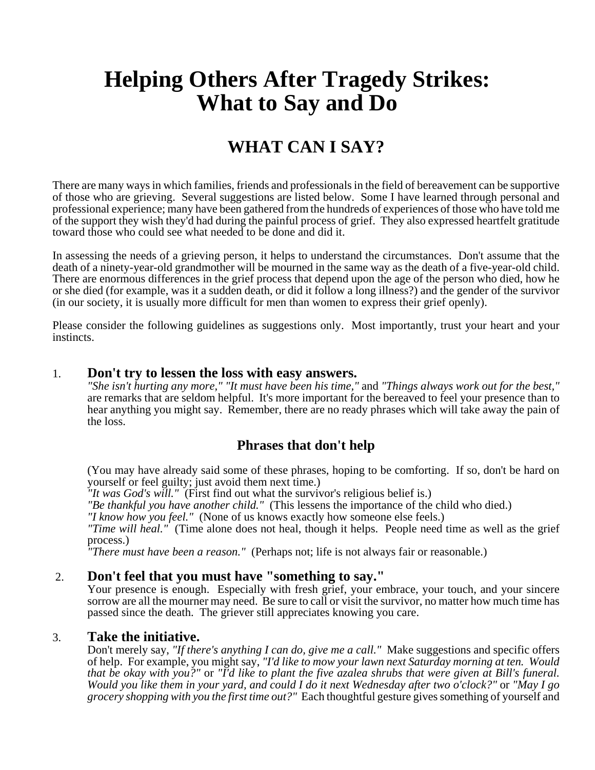# Helping Others After Tragedy Strikes: What to Say and Do

## WHAT CAN I SAY?

There are many ways in which families, friends and professionals in the field of bereavement can be supportive of those who are grieving. Several suggestions are listed below. Some I have learned through personal and professional experience; many have been gathered from the hundreds of experiences of those who have told me of the support they wish they'd had during the painful process of grief. They also expressed heartfelt gratitude toward those who could see what needed to be done and did it.

In assessing the needs of a grieving person, it helps to understand the circumstances. Don't assume that the death of a ninety-year-old grandmother will be mourned in the same way as the death of a five-year-old child. There are enormous differences in the grief process that depend upon the age of the person who died, how he or she died (for example, was it a sudden death, or did it follow a long illness?) and the gender of the survivor (in our society, it is usually more difficult for men than women to express their grief openly).

Please consider the following guidelines as suggestions only. Most importantly, trust your heart and your instincts.

1. **Don't try to lessen the loss with easy answers.**
   *"She isn't hurting any more," "It must have been his time,"* and *"Things always work out for the best,"* are remarks that are seldom helpful. It's more important for the bereaved to feel your presence than to hear anything you might say. Remember, there are no ready phrases which will take away the pain of the loss.

   ### Phrases that don't help

   (You may have already said some of these phrases, hoping to be comforting. If so, don't be hard on yourself or feel guilty; just avoid them next time.)
   *"It was God's will."* (First find out what the survivor's religious belief is.)
   *"Be thankful you have another child."* (This lessens the importance of the child who died.)
   *"I know how you feel."* (None of us knows exactly how someone else feels.)
   *"Time will heal."* (Time alone does not heal, though it helps. People need time as well as the grief process.)
   *"There must have been a reason."* (Perhaps not; life is not always fair or reasonable.)

2. **Don't feel that you must have "something to say."**
   Your presence is enough. Especially with fresh grief, your embrace, your touch, and your sincere sorrow are all the mourner may need. Be sure to call or visit the survivor, no matter how much time has passed since the death. The griever still appreciates knowing you care.

3. **Take the initiative.**
   Don't merely say, *"If there's anything I can do, give me a call."* Make suggestions and specific offers of help. For example, you might say, *"I'd like to mow your lawn next Saturday morning at ten. Would that be okay with you?"* or *"I'd like to plant the five azalea shrubs that were given at Bill's funeral. Would you like them in your yard, and could I do it next Wednesday after two o'clock?"* or *"May I go grocery shopping with you the first time out?"* Each thoughtful gesture gives something of yourself and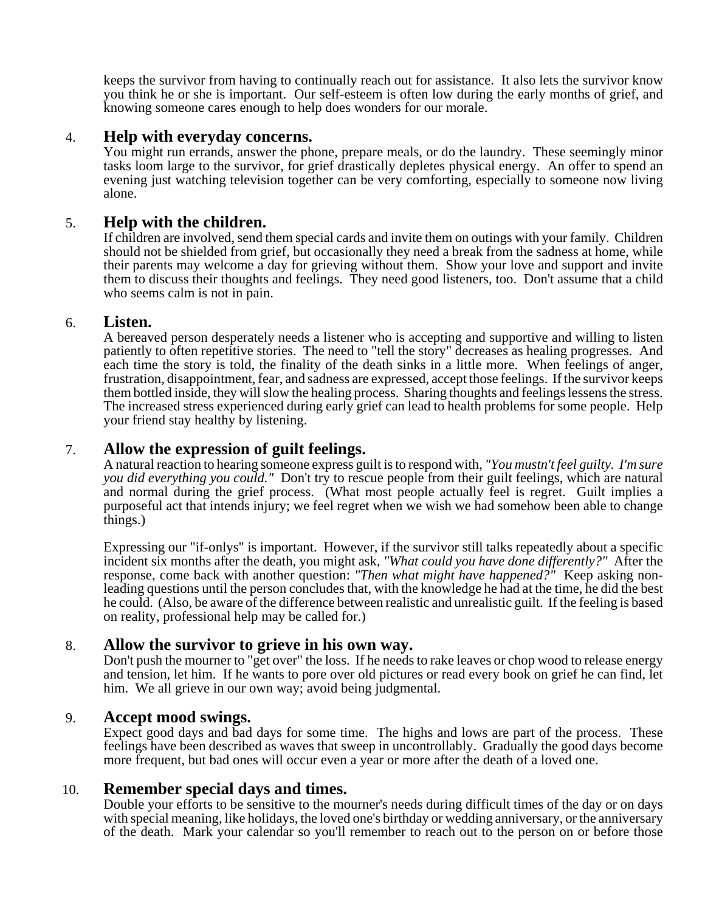keeps the survivor from having to continually reach out for assistance. It also lets the survivor know you think he or she is important. Our self-esteem is often low during the early months of grief, and knowing someone cares enough to help does wonders for our morale.

4. **Help with everyday concerns.**
   You might run errands, answer the phone, prepare meals, or do the laundry. These seemingly minor tasks loom large to the survivor, for grief drastically depletes physical energy. An offer to spend an evening just watching television together can be very comforting, especially to someone now living alone.

5. **Help with the children.**
   If children are involved, send them special cards and invite them on outings with your family. Children should not be shielded from grief, but occasionally they need a break from the sadness at home, while their parents may welcome a day for grieving without them. Show your love and support and invite them to discuss their thoughts and feelings. They need good listeners, too. Don't assume that a child who seems calm is not in pain.

6. **Listen.**
   A bereaved person desperately needs a listener who is accepting and supportive and willing to listen patiently to often repetitive stories. The need to "tell the story" decreases as healing progresses. And each time the story is told, the finality of the death sinks in a little more. When feelings of anger, frustration, disappointment, fear, and sadness are expressed, accept those feelings. If the survivor keeps them bottled inside, they will slow the healing process. Sharing thoughts and feelings lessens the stress. The increased stress experienced during early grief can lead to health problems for some people. Help your friend stay healthy by listening.

7. **Allow the expression of guilt feelings.**
   A natural reaction to hearing someone express guilt is to respond with, *"You mustn't feel guilty. I'm sure you did everything you could."* Don't try to rescue people from their guilt feelings, which are natural and normal during the grief process. (What most people actually feel is regret. Guilt implies a purposeful act that intends injury; we feel regret when we wish we had somehow been able to change things.)

   Expressing our "if-onlys" is important. However, if the survivor still talks repeatedly about a specific incident six months after the death, you might ask, *"What could you have done differently?"* After the response, come back with another question: *"Then what might have happened?"* Keep asking non-leading questions until the person concludes that, with the knowledge he had at the time, he did the best he could. (Also, be aware of the difference between realistic and unrealistic guilt. If the feeling is based on reality, professional help may be called for.)

8. **Allow the survivor to grieve in his own way.**
   Don't push the mourner to "get over" the loss. If he needs to rake leaves or chop wood to release energy and tension, let him. If he wants to pore over old pictures or read every book on grief he can find, let him. We all grieve in our own way; avoid being judgmental.

9. **Accept mood swings.**
   Expect good days and bad days for some time. The highs and lows are part of the process. These feelings have been described as waves that sweep in uncontrollably. Gradually the good days become more frequent, but bad ones will occur even a year or more after the death of a loved one.

10. **Remember special days and times.**
    Double your efforts to be sensitive to the mourner's needs during difficult times of the day or on days with special meaning, like holidays, the loved one's birthday or wedding anniversary, or the anniversary of the death. Mark your calendar so you'll remember to reach out to the person on or before those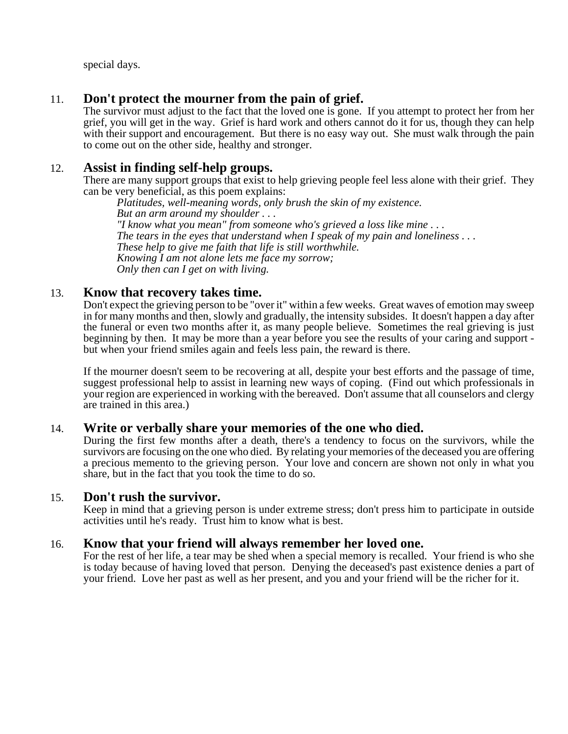special days.

11. **Don't protect the mourner from the pain of grief.**
    The survivor must adjust to the fact that the loved one is gone. If you attempt to protect her from her grief, you will get in the way. Grief is hard work and others cannot do it for us, though they can help with their support and encouragement. But there is no easy way out. She must walk through the pain to come out on the other side, healthy and stronger.

12. **Assist in finding self-help groups.**
    There are many support groups that exist to help grieving people feel less alone with their grief. They can be very beneficial, as this poem explains:

    *Platitudes, well-meaning words, only brush the skin of my existence.*
    *But an arm around my shoulder . . .*
    *"I know what you mean" from someone who's grieved a loss like mine . . .*
    *The tears in the eyes that understand when I speak of my pain and loneliness . . .*
    *These help to give me faith that life is still worthwhile.*
    *Knowing I am not alone lets me face my sorrow;*
    *Only then can I get on with living.*

13. **Know that recovery takes time.**
    Don't expect the grieving person to be "over it" within a few weeks. Great waves of emotion may sweep in for many months and then, slowly and gradually, the intensity subsides. It doesn't happen a day after the funeral or even two months after it, as many people believe. Sometimes the real grieving is just beginning by then. It may be more than a year before you see the results of your caring and support - but when your friend smiles again and feels less pain, the reward is there.

    If the mourner doesn't seem to be recovering at all, despite your best efforts and the passage of time, suggest professional help to assist in learning new ways of coping. (Find out which professionals in your region are experienced in working with the bereaved. Don't assume that all counselors and clergy are trained in this area.)

14. **Write or verbally share your memories of the one who died.**
    During the first few months after a death, there's a tendency to focus on the survivors, while the survivors are focusing on the one who died. By relating your memories of the deceased you are offering a precious memento to the grieving person. Your love and concern are shown not only in what you share, but in the fact that you took the time to do so.

15. **Don't rush the survivor.**
    Keep in mind that a grieving person is under extreme stress; don't press him to participate in outside activities until he's ready. Trust him to know what is best.

16. **Know that your friend will always remember her loved one.**
    For the rest of her life, a tear may be shed when a special memory is recalled. Your friend is who she is today because of having loved that person. Denying the deceased's past existence denies a part of your friend. Love her past as well as her present, and you and your friend will be the richer for it.